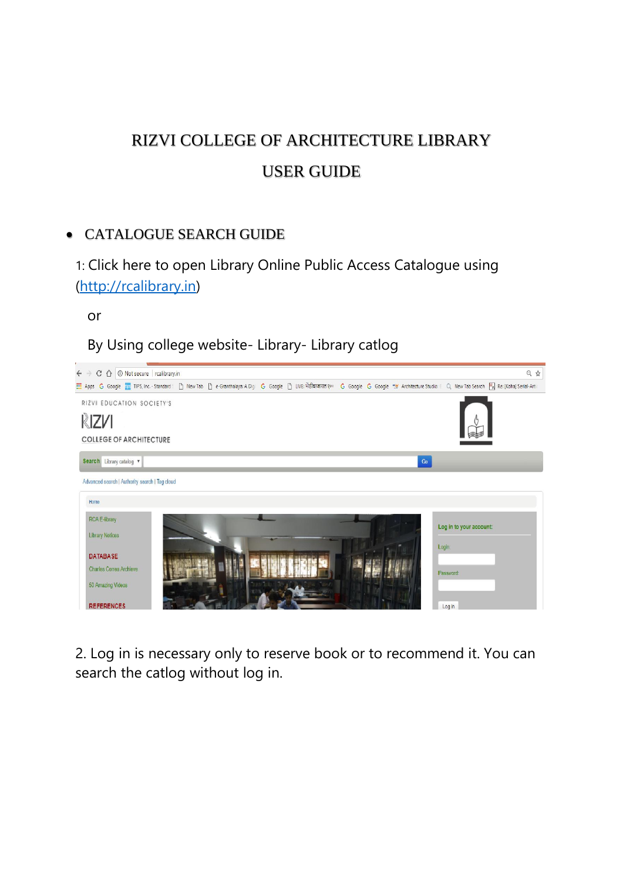# RIZVI COLLEGE OF ARCHITECTURE LIBRARY

# USER GUIDE

- CATALOGUE SEARCH GUIDE

1: Click here to open Library Online Public Access Catalogue using (http://rcalibrary.in)

or

By Using college website- Library- Library catlog

2. Log in is necessary only to reserve book or to recommend it. You can search the catlog without log in.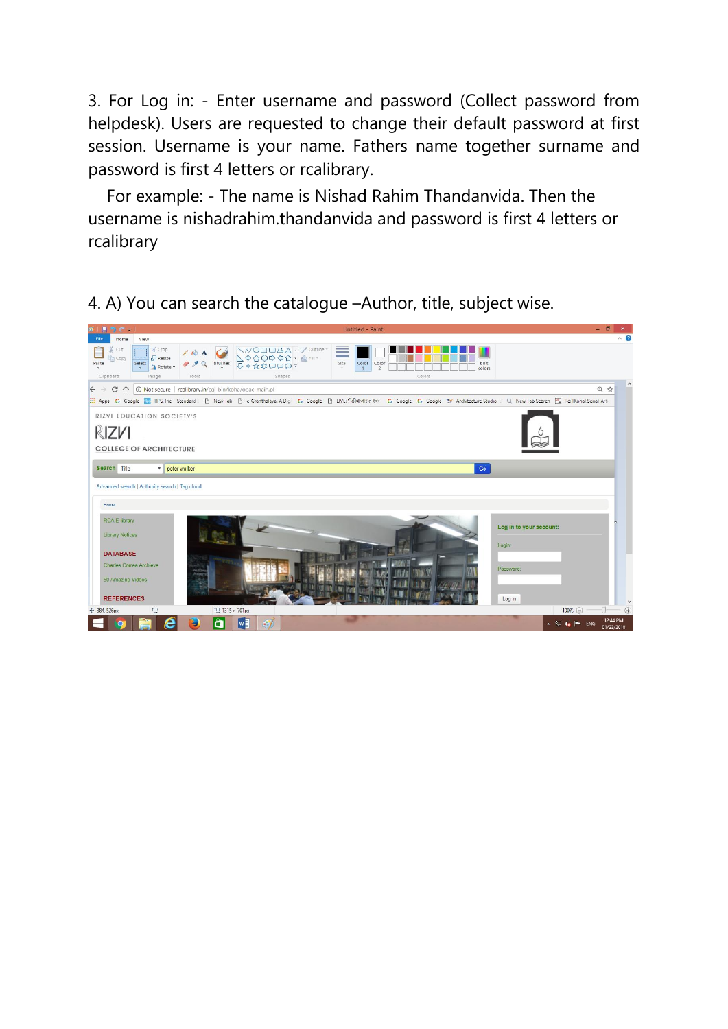3. For Log in: - Enter username and password (Collect password from helpdesk). Users are requested to change their default password at first session. Username is your name. Fathers name together surname and password is first 4 letters or rcalibrary.

For example: - The name is Nishad Rahim Thandanvida. Then the username is nishadrahim.thandanvida and password is first 4 letters or rcalibrary

4. A) You can search the catalogue –Author, title, subject wise.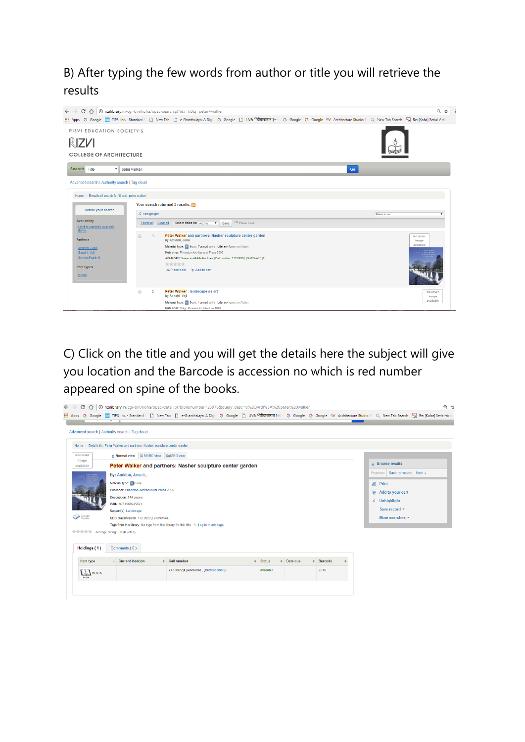B) After typing the few words from author or title you will retrieve the results

C) Click on the title and you will get the details here the subject will give you location and the Barcode is accession no which is red number appeared on spine of the books.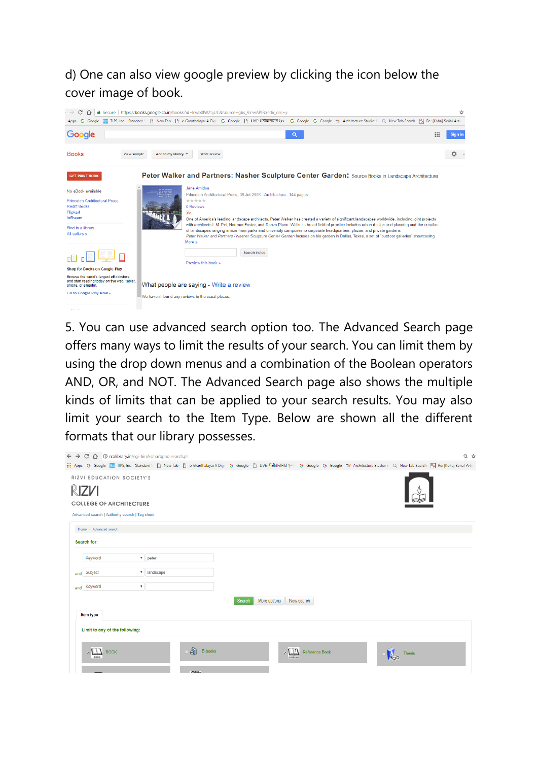d) One can also view google preview by clicking the icon below the cover image of book.

5. You can use advanced search option too. The Advanced Search page offers many ways to limit the results of your search. You can limit them by using the drop down menus and a combination of the Boolean operators AND, OR, and NOT. The Advanced Search page also shows the multiple kinds of limits that can be applied to your search results. You may also limit your search to the Item Type. Below are shown all the different formats that our library possesses.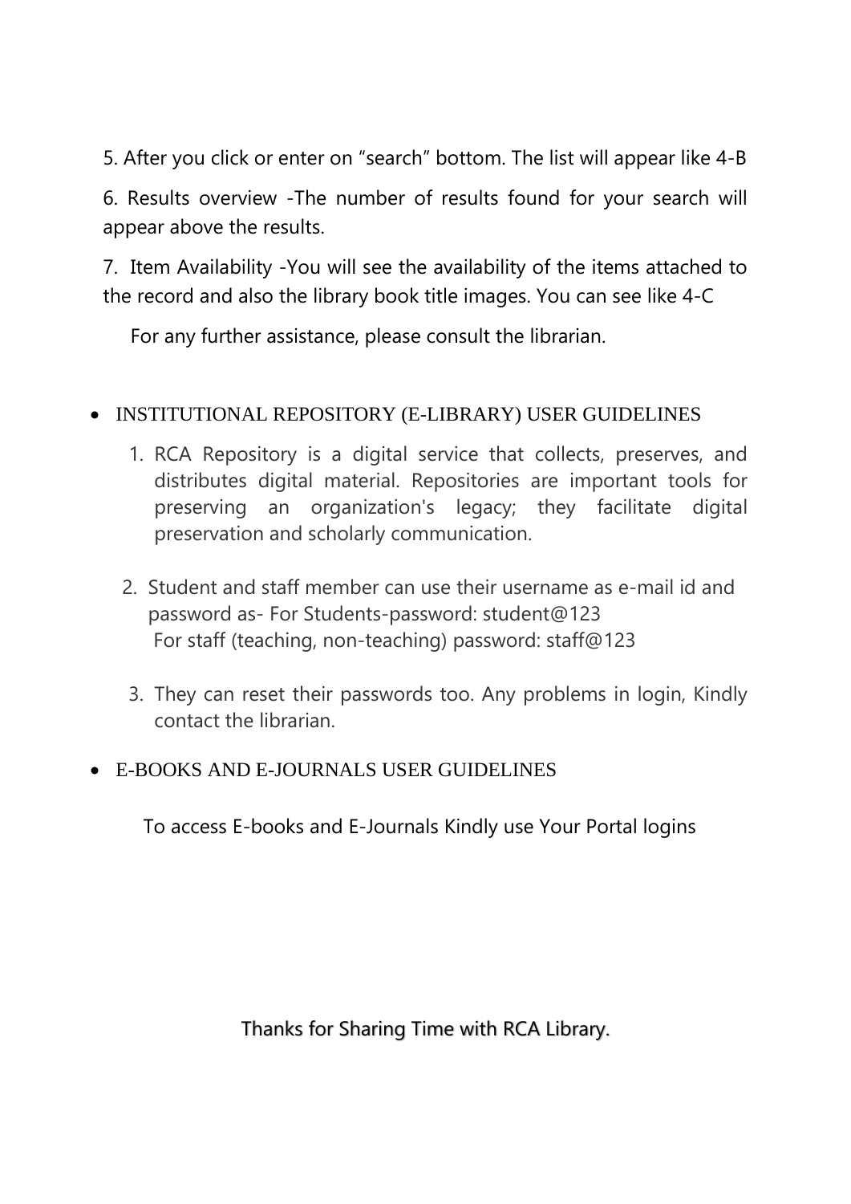5. After you click or enter on "search" bottom. The list will appear like 4-B

6. Results overview -The number of results found for your search will appear above the results.

7. Item Availability -You will see the availability of the items attached to the record and also the library book title images. You can see like 4-C

For any further assistance, please consult the librarian.

- INSTITUTIONAL REPOSITORY (E-LIBRARY) USER GUIDELINES

  1. RCA Repository is a digital service that collects, preserves, and distributes digital material. Repositories are important tools for preserving an organization's legacy; they facilitate digital preservation and scholarly communication.

  2. Student and staff member can use their username as e-mail id and password as- For Students-password: student@123
     For staff (teaching, non-teaching) password: staff@123

  3. They can reset their passwords too. Any problems in login, Kindly contact the librarian.

- E-BOOKS AND E-JOURNALS USER GUIDELINES

  To access E-books and E-Journals Kindly use Your Portal logins

Thanks for Sharing Time with RCA Library.